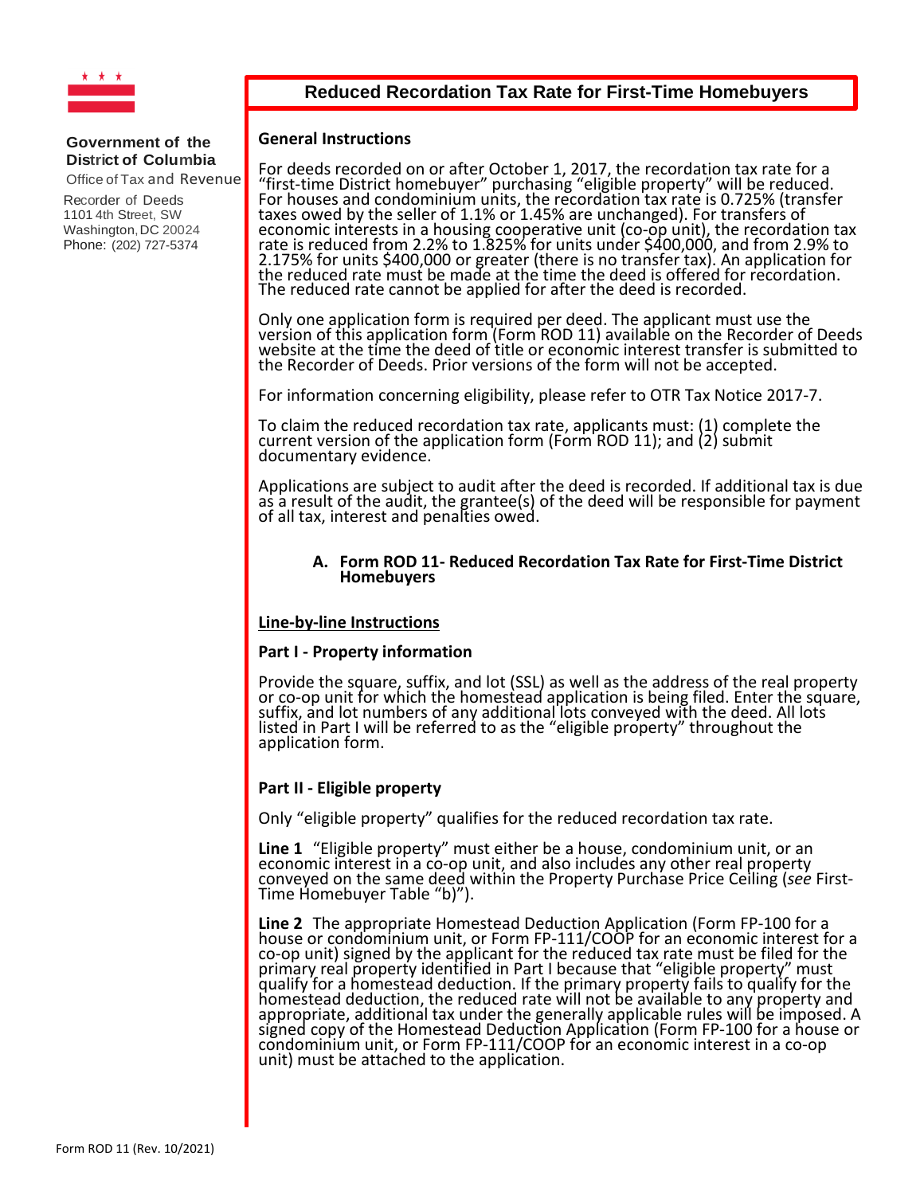Government of the District of Columbia
Office of Tax and Revenue

Recorder of Deeds
1101 4th Street, SW
Washington, DC 20024
Phone: (202) 727-5374

# Reduced Recordation Tax Rate for First-Time Homebuyers

## General Instructions

For deeds recorded on or after October 1, 2017, the recordation tax rate for a "first-time District homebuyer" purchasing "eligible property" will be reduced. For houses and condominium units, the recordation tax rate is 0.725% (transfer taxes owed by the seller of 1.1% or 1.45% are unchanged). For transfers of economic interests in a housing cooperative unit (co-op unit), the recordation tax rate is reduced from 2.2% to 1.825% for units under $400,000, and from 2.9% to 2.175% for units $400,000 or greater (there is no transfer tax). An application for the reduced rate must be made at the time the deed is offered for recordation. The reduced rate cannot be applied for after the deed is recorded.

Only one application form is required per deed. The applicant must use the version of this application form (Form ROD 11) available on the Recorder of Deeds website at the time the deed of title or economic interest transfer is submitted to the Recorder of Deeds. Prior versions of the form will not be accepted.

For information concerning eligibility, please refer to OTR Tax Notice 2017-7.

To claim the reduced recordation tax rate, applicants must: (1) complete the current version of the application form (Form ROD 11); and (2) submit documentary evidence.

Applications are subject to audit after the deed is recorded. If additional tax is due as a result of the audit, the grantee(s) of the deed will be responsible for payment of all tax, interest and penalties owed.

### A. Form ROD 11- Reduced Recordation Tax Rate for First-Time District Homebuyers

**Line-by-line Instructions**

### Part I - Property information

Provide the square, suffix, and lot (SSL) as well as the address of the real property or co-op unit for which the homestead application is being filed. Enter the square, suffix, and lot numbers of any additional lots conveyed with the deed. All lots listed in Part I will be referred to as the "eligible property" throughout the application form.

### Part II - Eligible property

Only "eligible property" qualifies for the reduced recordation tax rate.

**Line 1** "Eligible property" must either be a house, condominium unit, or an economic interest in a co-op unit, and also includes any other real property conveyed on the same deed within the Property Purchase Price Ceiling (*see* First-Time Homebuyer Table "b)").

**Line 2** The appropriate Homestead Deduction Application (Form FP-100 for a house or condominium unit, or Form FP-111/COOP for an economic interest for a co-op unit) signed by the applicant for the reduced tax rate must be filed for the primary real property identified in Part I because that "eligible property" must qualify for a homestead deduction. If the primary property fails to qualify for the homestead deduction, the reduced rate will not be available to any property and appropriate, additional tax under the generally applicable rules will be imposed. A signed copy of the Homestead Deduction Application (Form FP-100 for a house or condominium unit, or Form FP-111/COOP for an economic interest in a co-op unit) must be attached to the application.

Form ROD 11 (Rev. 10/2021)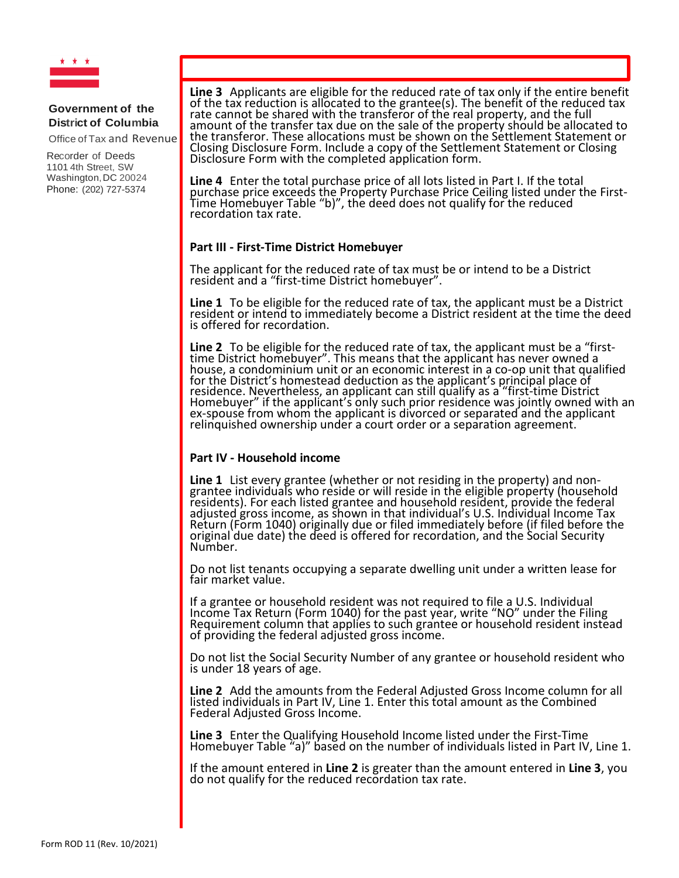Government of the District of Columbia
Office of Tax and Revenue

Recorder of Deeds
1101 4th Street, SW
Washington, DC 20024
Phone: (202) 727-5374

**Line 3** Applicants are eligible for the reduced rate of tax only if the entire benefit of the tax reduction is allocated to the grantee(s). The benefit of the reduced tax rate cannot be shared with the transferor of the real property, and the full amount of the transfer tax due on the sale of the property should be allocated to the transferor. These allocations must be shown on the Settlement Statement or Closing Disclosure Form. Include a copy of the Settlement Statement or Closing Disclosure Form with the completed application form.

**Line 4** Enter the total purchase price of all lots listed in Part I. If the total purchase price exceeds the Property Purchase Price Ceiling listed under the First-Time Homebuyer Table "b)", the deed does not qualify for the reduced recordation tax rate.

**Part III - First-Time District Homebuyer**

The applicant for the reduced rate of tax must be or intend to be a District resident and a "first-time District homebuyer".

**Line 1** To be eligible for the reduced rate of tax, the applicant must be a District resident or intend to immediately become a District resident at the time the deed is offered for recordation.

**Line 2** To be eligible for the reduced rate of tax, the applicant must be a "first-time District homebuyer". This means that the applicant has never owned a house, a condominium unit or an economic interest in a co-op unit that qualified for the District's homestead deduction as the applicant's principal place of residence. Nevertheless, an applicant can still qualify as a "first-time District Homebuyer" if the applicant's only such prior residence was jointly owned with an ex-spouse from whom the applicant is divorced or separated and the applicant relinquished ownership under a court order or a separation agreement.

**Part IV - Household income**

**Line 1** List every grantee (whether or not residing in the property) and non-grantee individuals who reside or will reside in the eligible property (household residents). For each listed grantee and household resident, provide the federal adjusted gross income, as shown in that individual's U.S. Individual Income Tax Return (Form 1040) originally due or filed immediately before (if filed before the original due date) the deed is offered for recordation, and the Social Security Number.

Do not list tenants occupying a separate dwelling unit under a written lease for fair market value.

If a grantee or household resident was not required to file a U.S. Individual Income Tax Return (Form 1040) for the past year, write "NO" under the Filing Requirement column that applies to such grantee or household resident instead of providing the federal adjusted gross income.

Do not list the Social Security Number of any grantee or household resident who is under 18 years of age.

**Line 2** Add the amounts from the Federal Adjusted Gross Income column for all listed individuals in Part IV, Line 1. Enter this total amount as the Combined Federal Adjusted Gross Income.

**Line 3** Enter the Qualifying Household Income listed under the First-Time Homebuyer Table "a)" based on the number of individuals listed in Part IV, Line 1.

If the amount entered in **Line 2** is greater than the amount entered in **Line 3**, you do not qualify for the reduced recordation tax rate.

Form ROD 11 (Rev. 10/2021)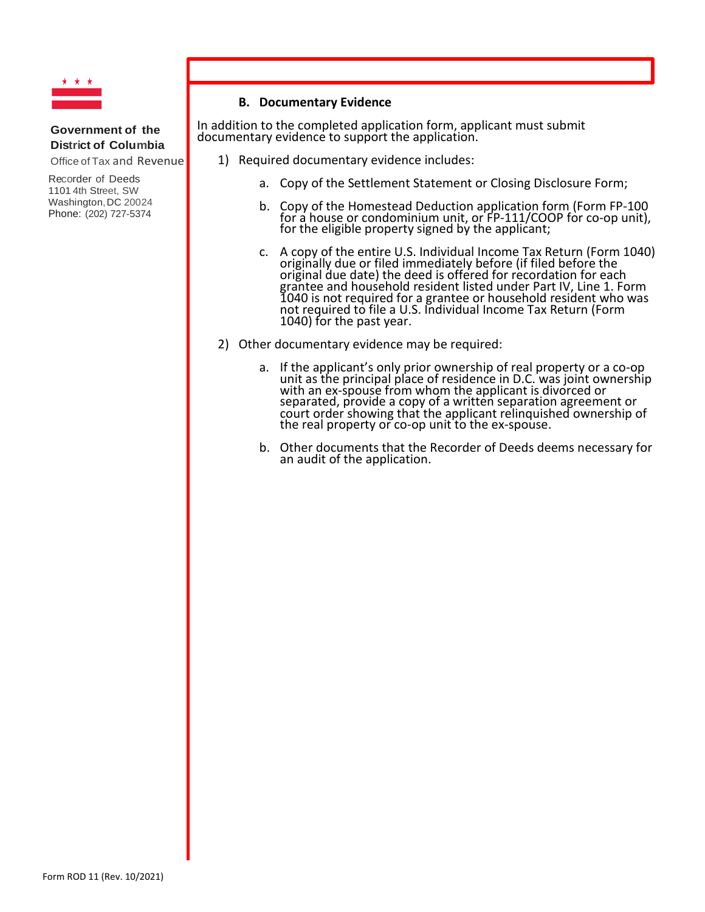Government of the District of Columbia
Office of Tax and Revenue

Recorder of Deeds
1101 4th Street, SW
Washington, DC 20024
Phone: (202) 727-5374

### B. Documentary Evidence

In addition to the completed application form, applicant must submit documentary evidence to support the application.

1) Required documentary evidence includes:

   a. Copy of the Settlement Statement or Closing Disclosure Form;

   b. Copy of the Homestead Deduction application form (Form FP-100 for a house or condominium unit, or FP-111/COOP for co-op unit), for the eligible property signed by the applicant;

   c. A copy of the entire U.S. Individual Income Tax Return (Form 1040) originally due or filed immediately before (if filed before the original due date) the deed is offered for recordation for each grantee and household resident listed under Part IV, Line 1. Form 1040 is not required for a grantee or household resident who was not required to file a U.S. Individual Income Tax Return (Form 1040) for the past year.

2) Other documentary evidence may be required:

   a. If the applicant's only prior ownership of real property or a co-op unit as the principal place of residence in D.C. was joint ownership with an ex-spouse from whom the applicant is divorced or separated, provide a copy of a written separation agreement or court order showing that the applicant relinquished ownership of the real property or co-op unit to the ex-spouse.

   b. Other documents that the Recorder of Deeds deems necessary for an audit of the application.

Form ROD 11 (Rev. 10/2021)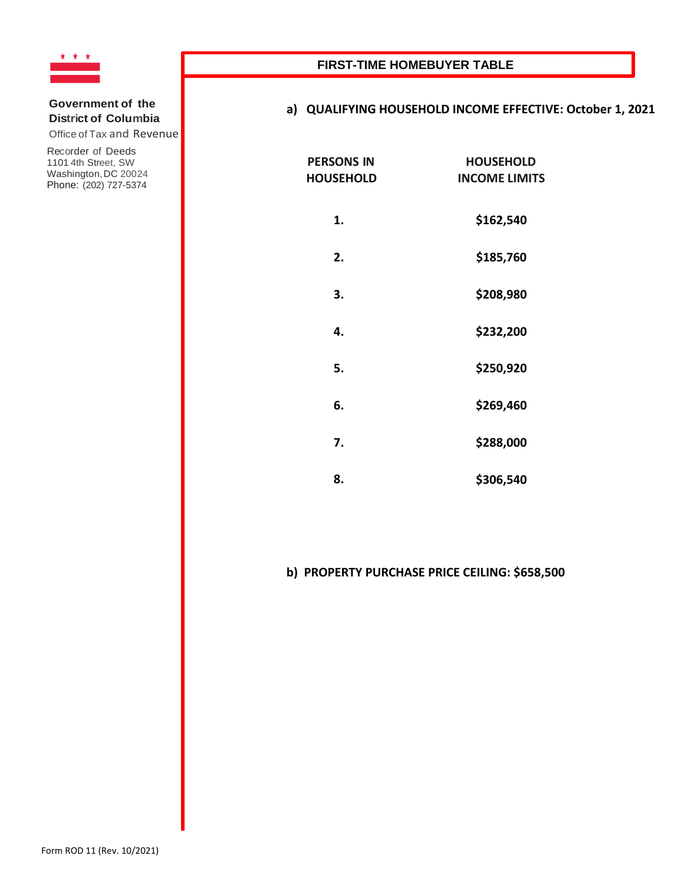Government of the District of Columbia
Office of Tax and Revenue

Recorder of Deeds
1101 4th Street, SW
Washington, DC 20024
Phone: (202) 727-5374

## FIRST-TIME HOMEBUYER TABLE

**a) QUALIFYING HOUSEHOLD INCOME EFFECTIVE: October 1, 2021**

| PERSONS IN HOUSEHOLD | HOUSEHOLD INCOME LIMITS |
|---|---|
| 1. | $162,540 |
| 2. | $185,760 |
| 3. | $208,980 |
| 4. | $232,200 |
| 5. | $250,920 |
| 6. | $269,460 |
| 7. | $288,000 |
| 8. | $306,540 |

**b) PROPERTY PURCHASE PRICE CEILING: $658,500**

Form ROD 11 (Rev. 10/2021)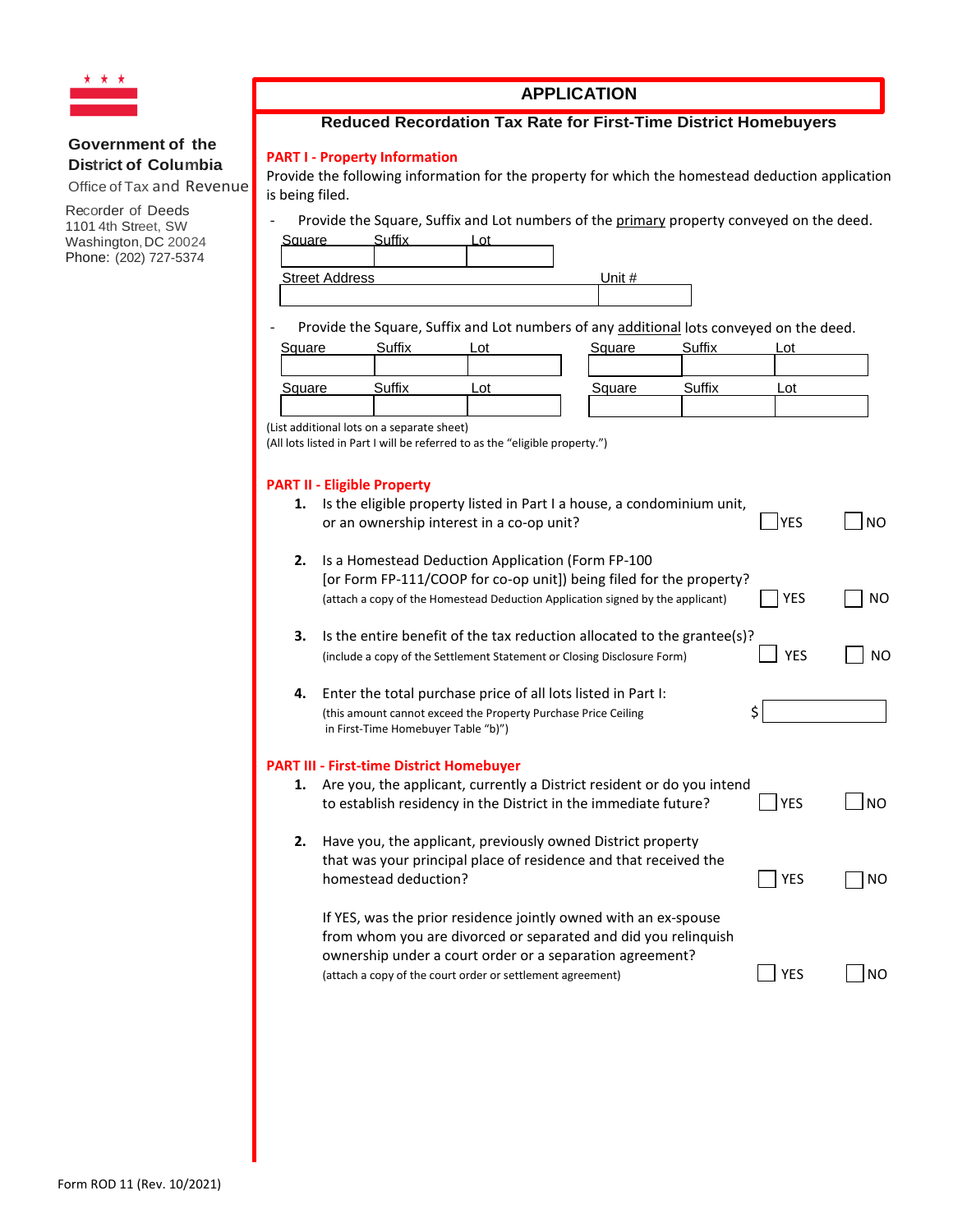**Government of the District of Columbia**
Office of Tax and Revenue

Recorder of Deeds
1101 4th Street, SW
Washington, DC 20024
Phone: (202) 727-5374

# APPLICATION

## Reduced Recordation Tax Rate for First-Time District Homebuyers

### PART I - Property Information

Provide the following information for the property for which the homestead deduction application is being filed.

- Provide the Square, Suffix and Lot numbers of the primary property conveyed on the deed.

| Square | Suffix | Lot |
|---|---|---|
| | | |

| Street Address | Unit # |
|---|---|
| | |

- Provide the Square, Suffix and Lot numbers of any additional lots conveyed on the deed.

| Square | Suffix | Lot | Square | Suffix | Lot |
|---|---|---|---|---|---|
| | | | | | |
| | | | | | |

(List additional lots on a separate sheet)
(All lots listed in Part I will be referred to as the "eligible property.")

### PART II - Eligible Property

1. Is the eligible property listed in Part I a house, a condominium unit, or an ownership interest in a co-op unit? ☐ YES ☐ NO

2. Is a Homestead Deduction Application (Form FP-100 [or Form FP-111/COOP for co-op unit]) being filed for the property? ☐ YES ☐ NO
(attach a copy of the Homestead Deduction Application signed by the applicant)

3. Is the entire benefit of the tax reduction allocated to the grantee(s)? ☐ YES ☐ NO
(include a copy of the Settlement Statement or Closing Disclosure Form)

4. Enter the total purchase price of all lots listed in Part I: $ ________
(this amount cannot exceed the Property Purchase Price Ceiling in First-Time Homebuyer Table "b)")

### PART III - First-time District Homebuyer

1. Are you, the applicant, currently a District resident or do you intend to establish residency in the District in the immediate future? ☐ YES ☐ NO

2. Have you, the applicant, previously owned District property that was your principal place of residence and that received the homestead deduction? ☐ YES ☐ NO

   If YES, was the prior residence jointly owned with an ex-spouse from whom you are divorced or separated and did you relinquish ownership under a court order or a separation agreement? ☐ YES ☐ NO
   (attach a copy of the court order or settlement agreement)

Form ROD 11 (Rev. 10/2021)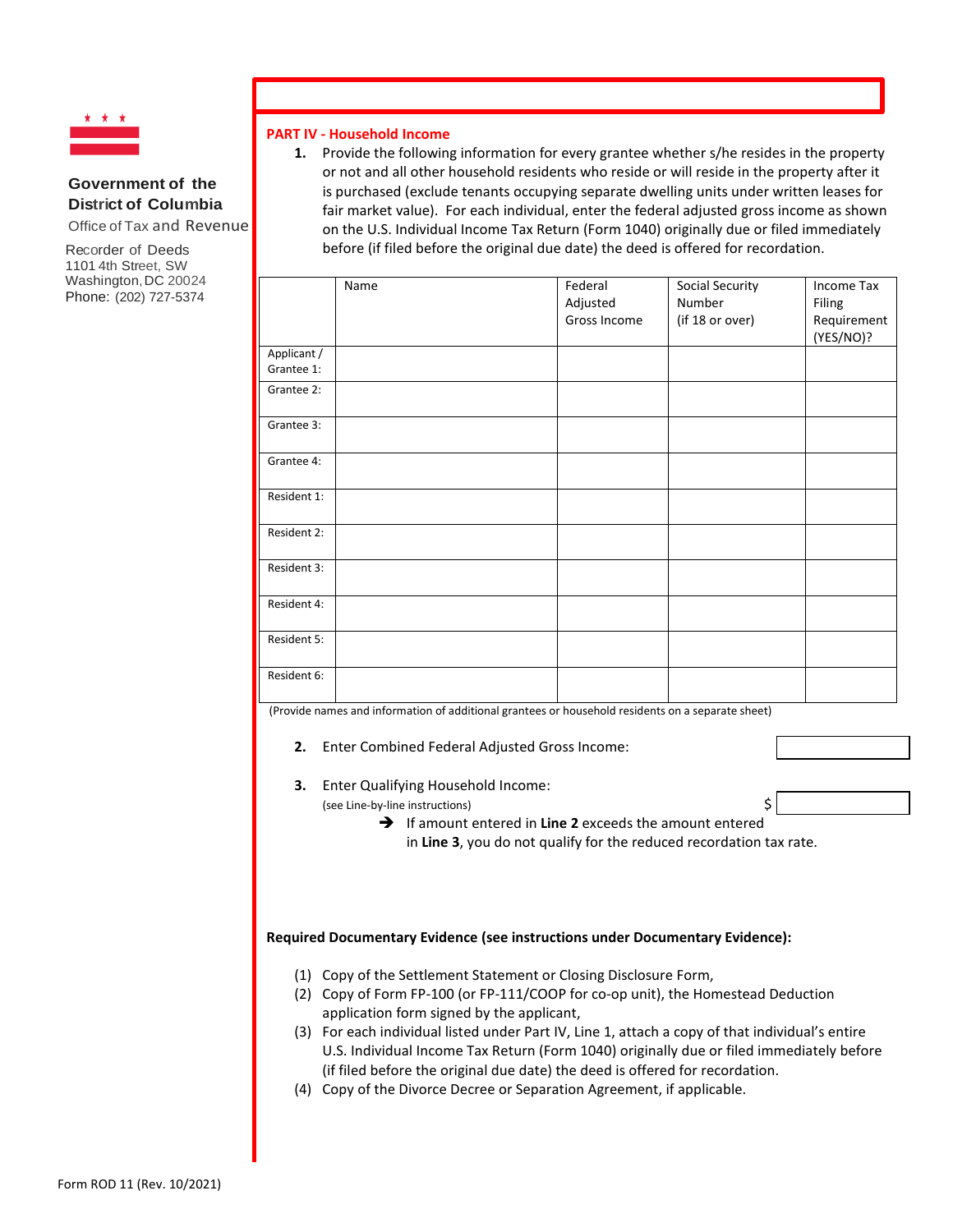Government of the District of Columbia

Office of Tax and Revenue

Recorder of Deeds
1101 4th Street, SW
Washington, DC 20024
Phone: (202) 727-5374

## PART IV - Household Income

1. Provide the following information for every grantee whether s/he resides in the property or not and all other household residents who reside or will reside in the property after it is purchased (exclude tenants occupying separate dwelling units under written leases for fair market value). For each individual, enter the federal adjusted gross income as shown on the U.S. Individual Income Tax Return (Form 1040) originally due or filed immediately before (if filed before the original due date) the deed is offered for recordation.

| | Name | Federal Adjusted Gross Income | Social Security Number (if 18 or over) | Income Tax Filing Requirement (YES/NO)? |
|---|---|---|---|---|
| Applicant / Grantee 1: | | | | |
| Grantee 2: | | | | |
| Grantee 3: | | | | |
| Grantee 4: | | | | |
| Resident 1: | | | | |
| Resident 2: | | | | |
| Resident 3: | | | | |
| Resident 4: | | | | |
| Resident 5: | | | | |
| Resident 6: | | | | |

(Provide names and information of additional grantees or household residents on a separate sheet)

2. Enter Combined Federal Adjusted Gross Income: ______

3. Enter Qualifying Household Income: $ ______
   (see Line-by-line instructions)

   ➔ If amount entered in **Line 2** exceeds the amount entered in **Line 3**, you do not qualify for the reduced recordation tax rate.

**Required Documentary Evidence (see instructions under Documentary Evidence):**

(1) Copy of the Settlement Statement or Closing Disclosure Form,

(2) Copy of Form FP-100 (or FP-111/COOP for co-op unit), the Homestead Deduction application form signed by the applicant,

(3) For each individual listed under Part IV, Line 1, attach a copy of that individual's entire U.S. Individual Income Tax Return (Form 1040) originally due or filed immediately before (if filed before the original due date) the deed is offered for recordation.

(4) Copy of the Divorce Decree or Separation Agreement, if applicable.

Form ROD 11 (Rev. 10/2021)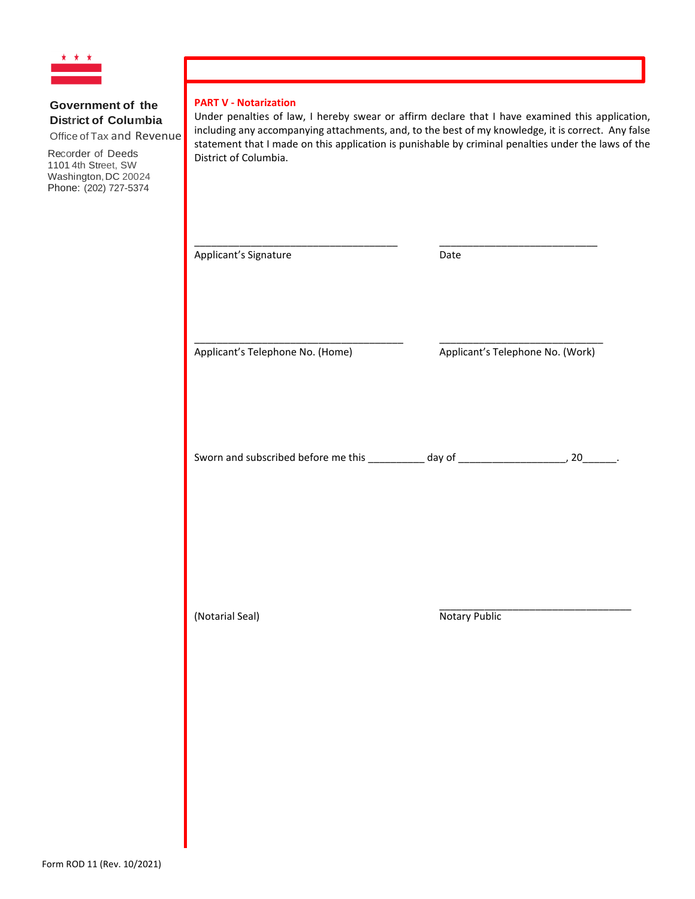**Government of the District of Columbia**
Office of Tax and Revenue

Recorder of Deeds
1101 4th Street, SW
Washington, DC 20024
Phone: (202) 727-5374

## PART V - Notarization

Under penalties of law, I hereby swear or affirm declare that I have examined this application, including any accompanying attachments, and, to the best of my knowledge, it is correct. Any false statement that I made on this application is punishable by criminal penalties under the laws of the District of Columbia.

_____________________________________ Applicant's Signature

_____________________________ Date

______________________________________ Applicant's Telephone No. (Home)

______________________________ Applicant's Telephone No. (Work)

Sworn and subscribed before me this __________ day of ___________________, 20______.

(Notarial Seal)

___________________________________ Notary Public

Form ROD 11 (Rev. 10/2021)